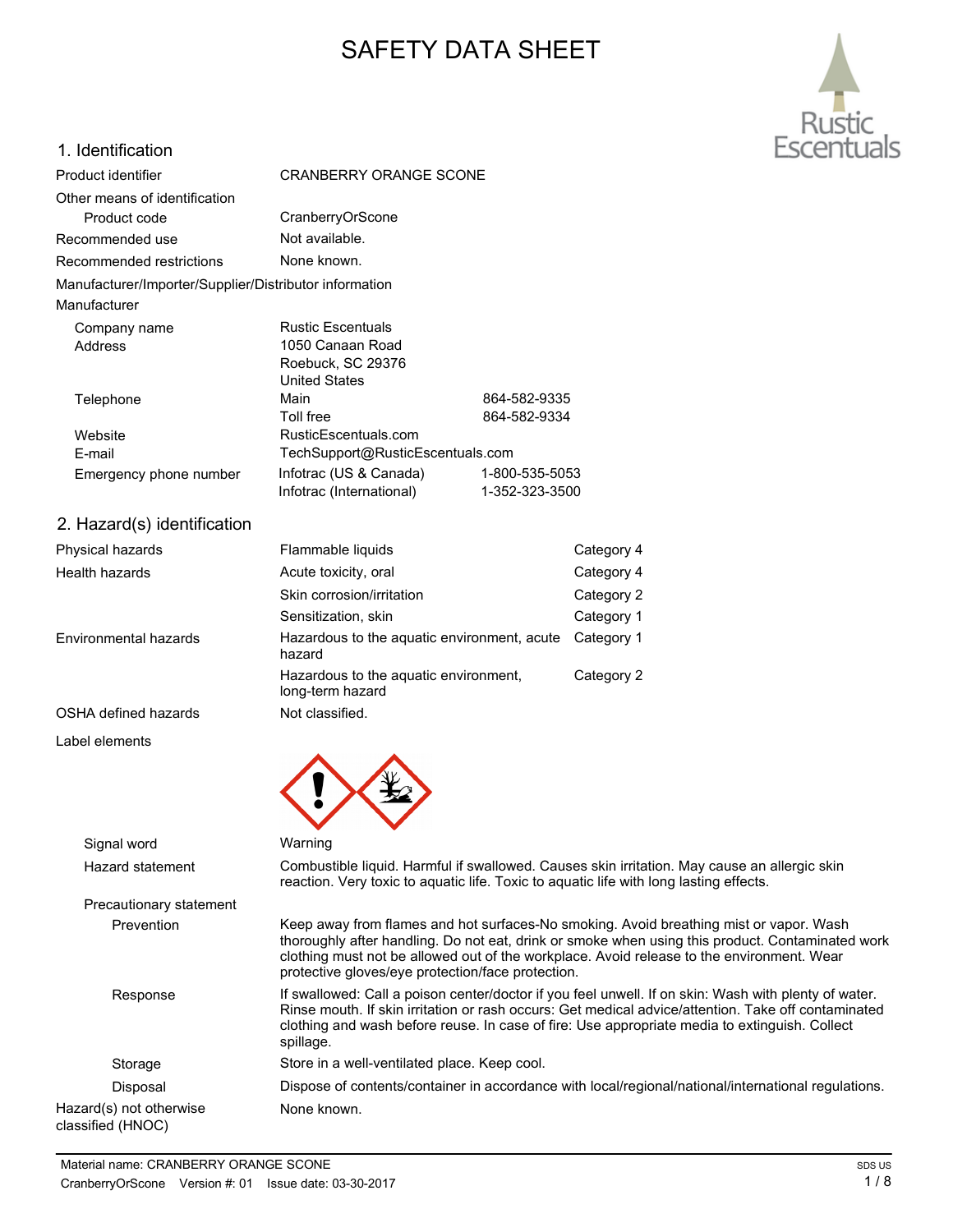# SAFETY DATA SHEET

## 1. Identification

| | | |
|---|---|---|
| Product identifier | CRANBERRY ORANGE SCONE | |
| Other means of identification | | |
| Product code | CranberryOrScone | |
| Recommended use | Not available. | |
| Recommended restrictions | None known. | |

**Manufacturer/Importer/Supplier/Distributor information**

**Manufacturer**

| | | |
|---|---|---|
| Company name | Rustic Escentuals | |
| Address | 1050 Canaan Road<br>Roebuck, SC 29376<br>United States | |
| Telephone | Main | 864-582-9335 |
| | Toll free | 864-582-9334 |
| Website | RusticEscentuals.com | |
| E-mail | TechSupport@RusticEscentuals.com | |
| Emergency phone number | Infotrac (US & Canada) | 1-800-535-5053 |
| | Infotrac (International) | 1-352-323-3500 |

## 2. Hazard(s) identification

| | | |
|---|---|---|
| Physical hazards | Flammable liquids | Category 4 |
| Health hazards | Acute toxicity, oral | Category 4 |
| | Skin corrosion/irritation | Category 2 |
| | Sensitization, skin | Category 1 |
| Environmental hazards | Hazardous to the aquatic environment, acute hazard | Category 1 |
| | Hazardous to the aquatic environment, long-term hazard | Category 2 |
| OSHA defined hazards | Not classified. | |

**Label elements**

**Signal word:** Warning

**Hazard statement:** Combustible liquid. Harmful if swallowed. Causes skin irritation. May cause an allergic skin reaction. Very toxic to aquatic life. Toxic to aquatic life with long lasting effects.

**Precautionary statement**

**Prevention:** Keep away from flames and hot surfaces-No smoking. Avoid breathing mist or vapor. Wash thoroughly after handling. Do not eat, drink or smoke when using this product. Contaminated work clothing must not be allowed out of the workplace. Avoid release to the environment. Wear protective gloves/eye protection/face protection.

**Response:** If swallowed: Call a poison center/doctor if you feel unwell. If on skin: Wash with plenty of water. Rinse mouth. If skin irritation or rash occurs: Get medical advice/attention. Take off contaminated clothing and wash before reuse. In case of fire: Use appropriate media to extinguish. Collect spillage.

**Storage:** Store in a well-ventilated place. Keep cool.

**Disposal:** Dispose of contents/container in accordance with local/regional/national/international regulations.

**Hazard(s) not otherwise classified (HNOC):** None known.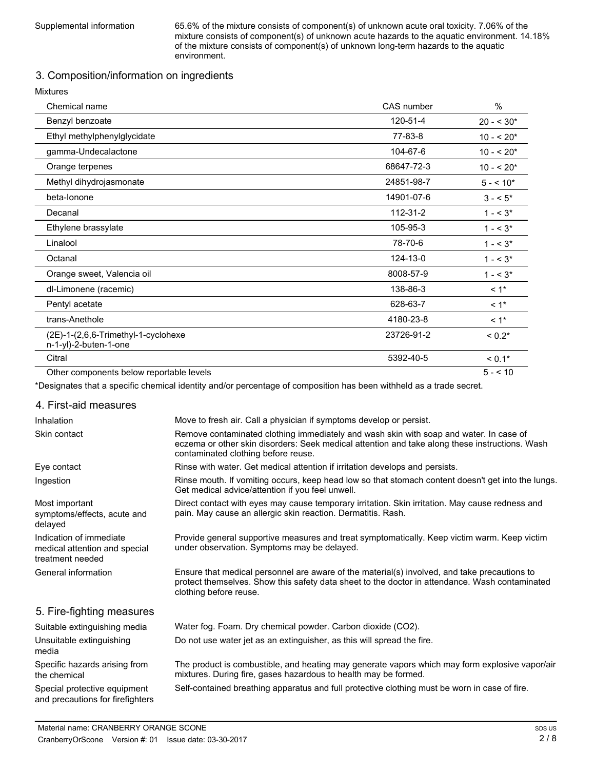Supplemental information: 65.6% of the mixture consists of component(s) of unknown acute oral toxicity. 7.06% of the mixture consists of component(s) of unknown acute hazards to the aquatic environment. 14.18% of the mixture consists of component(s) of unknown long-term hazards to the aquatic environment.

## 3. Composition/information on ingredients

Mixtures

| Chemical name | CAS number | % |
|---|---|---|
| Benzyl benzoate | 120-51-4 | 20 - < 30* |
| Ethyl methylphenylglycidate | 77-83-8 | 10 - < 20* |
| gamma-Undecalactone | 104-67-6 | 10 - < 20* |
| Orange terpenes | 68647-72-3 | 10 - < 20* |
| Methyl dihydrojasmonate | 24851-98-7 | 5 - < 10* |
| beta-Ionone | 14901-07-6 | 3 - < 5* |
| Decanal | 112-31-2 | 1 - < 3* |
| Ethylene brassylate | 105-95-3 | 1 - < 3* |
| Linalool | 78-70-6 | 1 - < 3* |
| Octanal | 124-13-0 | 1 - < 3* |
| Orange sweet, Valencia oil | 8008-57-9 | 1 - < 3* |
| dl-Limonene (racemic) | 138-86-3 | < 1* |
| Pentyl acetate | 628-63-7 | < 1* |
| trans-Anethole | 4180-23-8 | < 1* |
| (2E)-1-(2,6,6-Trimethyl-1-cyclohexen-1-yl)-2-buten-1-one | 23726-91-2 | < 0.2* |
| Citral | 5392-40-5 | < 0.1* |
| Other components below reportable levels | | 5 - < 10 |

*Designates that a specific chemical identity and/or percentage of composition has been withheld as a trade secret.

## 4. First-aid measures

**Inhalation:** Move to fresh air. Call a physician if symptoms develop or persist.

**Skin contact:** Remove contaminated clothing immediately and wash skin with soap and water. In case of eczema or other skin disorders: Seek medical attention and take along these instructions. Wash contaminated clothing before reuse.

**Eye contact:** Rinse with water. Get medical attention if irritation develops and persists.

**Ingestion:** Rinse mouth. If vomiting occurs, keep head low so that stomach content doesn't get into the lungs. Get medical advice/attention if you feel unwell.

**Most important symptoms/effects, acute and delayed:** Direct contact with eyes may cause temporary irritation. Skin irritation. May cause redness and pain. May cause an allergic skin reaction. Dermatitis. Rash.

**Indication of immediate medical attention and special treatment needed:** Provide general supportive measures and treat symptomatically. Keep victim warm. Keep victim under observation. Symptoms may be delayed.

**General information:** Ensure that medical personnel are aware of the material(s) involved, and take precautions to protect themselves. Show this safety data sheet to the doctor in attendance. Wash contaminated clothing before reuse.

## 5. Fire-fighting measures

**Suitable extinguishing media:** Water fog. Foam. Dry chemical powder. Carbon dioxide ($CO_2$).

**Unsuitable extinguishing media:** Do not use water jet as an extinguisher, as this will spread the fire.

**Specific hazards arising from the chemical:** The product is combustible, and heating may generate vapors which may form explosive vapor/air mixtures. During fire, gases hazardous to health may be formed.

**Special protective equipment and precautions for firefighters:** Self-contained breathing apparatus and full protective clothing must be worn in case of fire.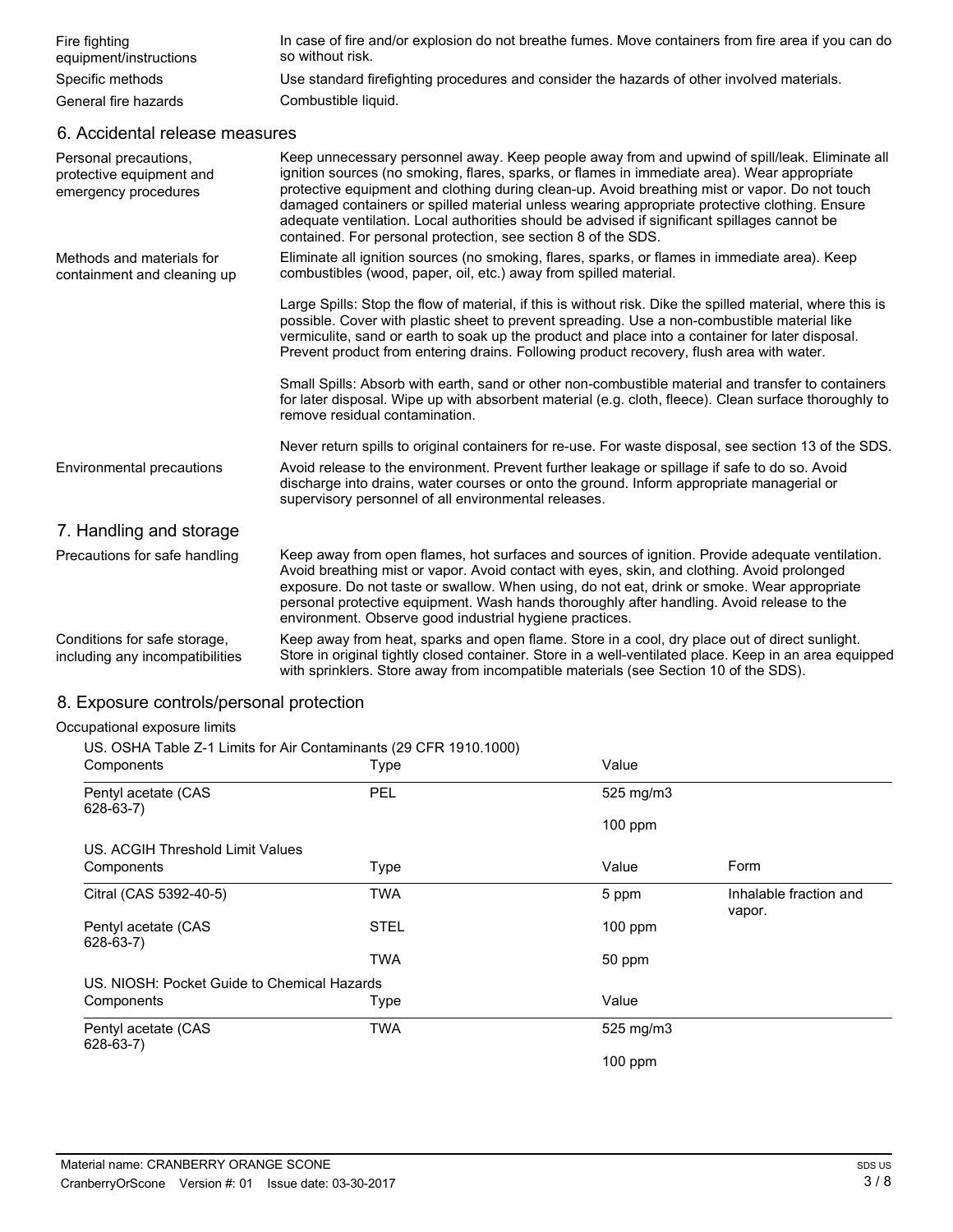| | |
|---|---|
| Fire fighting equipment/instructions | In case of fire and/or explosion do not breathe fumes. Move containers from fire area if you can do so without risk. |
| Specific methods | Use standard firefighting procedures and consider the hazards of other involved materials. |
| General fire hazards | Combustible liquid. |

## 6. Accidental release measures

**Personal precautions, protective equipment and emergency procedures**

Keep unnecessary personnel away. Keep people away from and upwind of spill/leak. Eliminate all ignition sources (no smoking, flares, sparks, or flames in immediate area). Wear appropriate protective equipment and clothing during clean-up. Avoid breathing mist or vapor. Do not touch damaged containers or spilled material unless wearing appropriate protective clothing. Ensure adequate ventilation. Local authorities should be advised if significant spillages cannot be contained. For personal protection, see section 8 of the SDS.

**Methods and materials for containment and cleaning up**

Eliminate all ignition sources (no smoking, flares, sparks, or flames in immediate area). Keep combustibles (wood, paper, oil, etc.) away from spilled material.

Large Spills: Stop the flow of material, if this is without risk. Dike the spilled material, where this is possible. Cover with plastic sheet to prevent spreading. Use a non-combustible material like vermiculite, sand or earth to soak up the product and place into a container for later disposal. Prevent product from entering drains. Following product recovery, flush area with water.

Small Spills: Absorb with earth, sand or other non-combustible material and transfer to containers for later disposal. Wipe up with absorbent material (e.g. cloth, fleece). Clean surface thoroughly to remove residual contamination.

Never return spills to original containers for re-use. For waste disposal, see section 13 of the SDS.

**Environmental precautions**

Avoid release to the environment. Prevent further leakage or spillage if safe to do so. Avoid discharge into drains, water courses or onto the ground. Inform appropriate managerial or supervisory personnel of all environmental releases.

## 7. Handling and storage

**Precautions for safe handling**

Keep away from open flames, hot surfaces and sources of ignition. Provide adequate ventilation. Avoid breathing mist or vapor. Avoid contact with eyes, skin, and clothing. Avoid prolonged exposure. Do not taste or swallow. When using, do not eat, drink or smoke. Wear appropriate personal protective equipment. Wash hands thoroughly after handling. Avoid release to the environment. Observe good industrial hygiene practices.

**Conditions for safe storage, including any incompatibilities**

Keep away from heat, sparks and open flame. Store in a cool, dry place out of direct sunlight. Store in original tightly closed container. Store in a well-ventilated place. Keep in an area equipped with sprinklers. Store away from incompatible materials (see Section 10 of the SDS).

## 8. Exposure controls/personal protection

**Occupational exposure limits**

US. OSHA Table Z-1 Limits for Air Contaminants (29 CFR 1910.1000)

| Components | Type | Value |
|---|---|---|
| Pentyl acetate (CAS 628-63-7) | PEL | 525 mg/m3 |
| | | 100 ppm |

US. ACGIH Threshold Limit Values

| Components | Type | Value | Form |
|---|---|---|---|
| Citral (CAS 5392-40-5) | TWA | 5 ppm | Inhalable fraction and vapor. |
| Pentyl acetate (CAS 628-63-7) | STEL | 100 ppm | |
| | TWA | 50 ppm | |

US. NIOSH: Pocket Guide to Chemical Hazards

| Components | Type | Value |
|---|---|---|
| Pentyl acetate (CAS 628-63-7) | TWA | 525 mg/m3 |
| | | 100 ppm |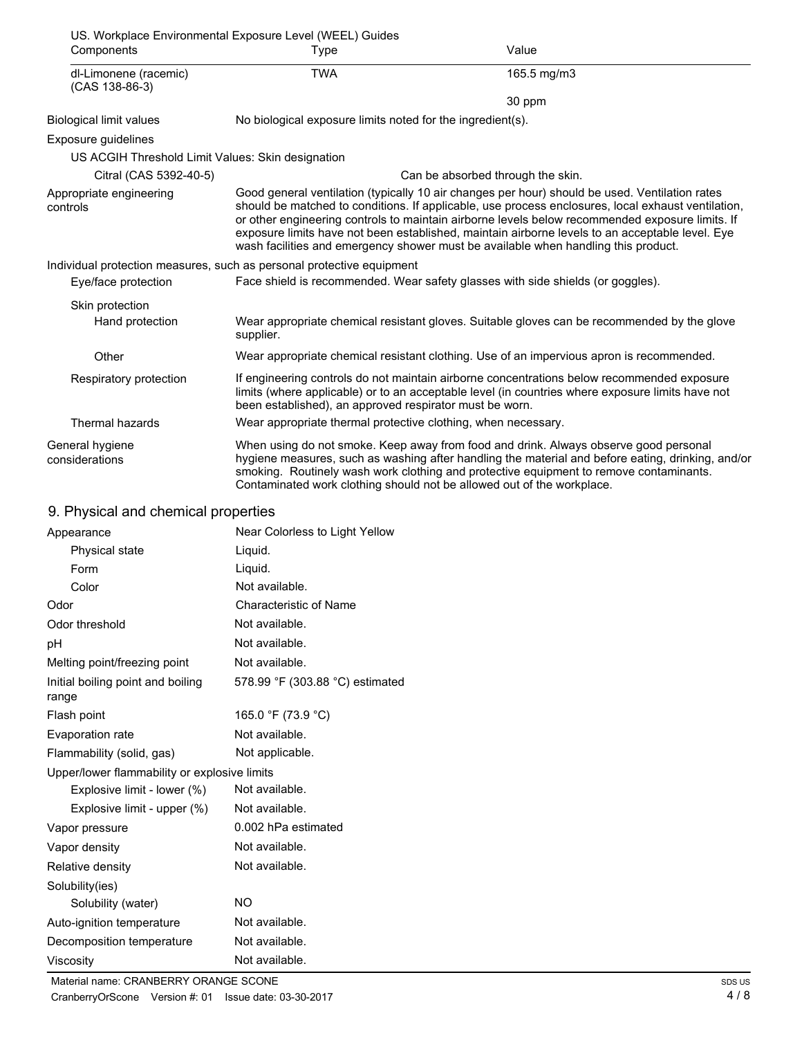US. Workplace Environmental Exposure Level (WEEL) Guides

| Components | Type | Value |
|---|---|---|
| dl-Limonene (racemic) (CAS 138-86-3) | TWA | 165.5 mg/m3 |
| | | 30 ppm |

| | |
|---|---|
| Biological limit values | No biological exposure limits noted for the ingredient(s). |

Exposure guidelines

US ACGIH Threshold Limit Values: Skin designation

| | |
|---|---|
| Citral (CAS 5392-40-5) | Can be absorbed through the skin. |

| | |
|---|---|
| Appropriate engineering controls | Good general ventilation (typically 10 air changes per hour) should be used. Ventilation rates should be matched to conditions. If applicable, use process enclosures, local exhaust ventilation, or other engineering controls to maintain airborne levels below recommended exposure limits. If exposure limits have not been established, maintain airborne levels to an acceptable level. Eye wash facilities and emergency shower must be available when handling this product. |

Individual protection measures, such as personal protective equipment

| | |
|---|---|
| Eye/face protection | Face shield is recommended. Wear safety glasses with side shields (or goggles). |
| Skin protection | |
| Hand protection | Wear appropriate chemical resistant gloves. Suitable gloves can be recommended by the glove supplier. |
| Other | Wear appropriate chemical resistant clothing. Use of an impervious apron is recommended. |
| Respiratory protection | If engineering controls do not maintain airborne concentrations below recommended exposure limits (where applicable) or to an acceptable level (in countries where exposure limits have not been established), an approved respirator must be worn. |
| Thermal hazards | Wear appropriate thermal protective clothing, when necessary. |
| General hygiene considerations | When using do not smoke. Keep away from food and drink. Always observe good personal hygiene measures, such as washing after handling the material and before eating, drinking, and/or smoking. Routinely wash work clothing and protective equipment to remove contaminants. Contaminated work clothing should not be allowed out of the workplace. |

## 9. Physical and chemical properties

| | |
|---|---|
| Appearance | Near Colorless to Light Yellow |
| Physical state | Liquid. |
| Form | Liquid. |
| Color | Not available. |
| Odor | Characteristic of Name |
| Odor threshold | Not available. |
| pH | Not available. |
| Melting point/freezing point | Not available. |
| Initial boiling point and boiling range | 578.99 °F (303.88 °C) estimated |
| Flash point | 165.0 °F (73.9 °C) |
| Evaporation rate | Not available. |
| Flammability (solid, gas) | Not applicable. |
| Upper/lower flammability or explosive limits | |
| Explosive limit - lower (%) | Not available. |
| Explosive limit - upper (%) | Not available. |
| Vapor pressure | 0.002 hPa estimated |
| Vapor density | Not available. |
| Relative density | Not available. |
| Solubility(ies) | |
| Solubility (water) | NO |
| Auto-ignition temperature | Not available. |
| Decomposition temperature | Not available. |
| Viscosity | Not available. |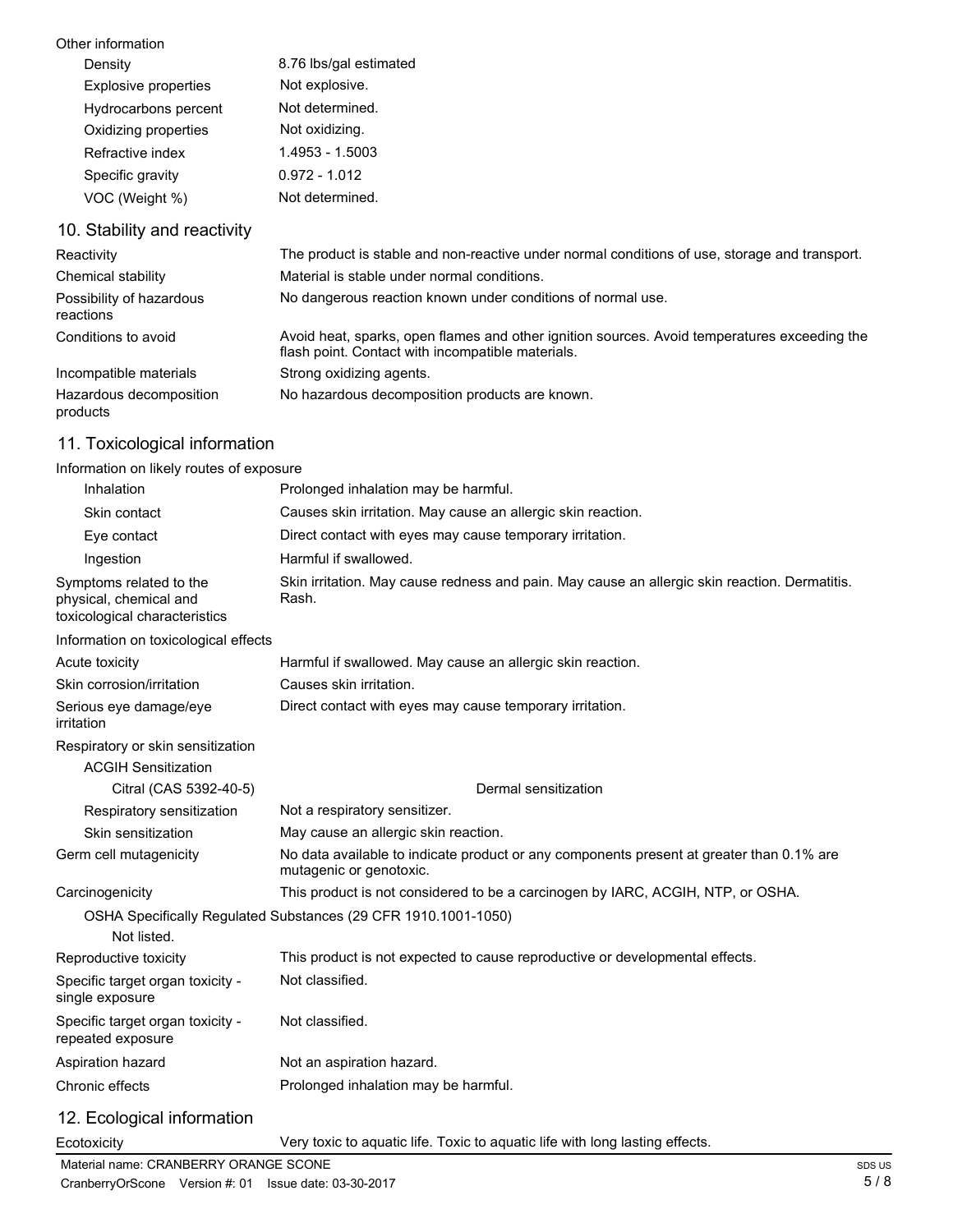Other information

| | |
|---|---|
| Density | 8.76 lbs/gal estimated |
| Explosive properties | Not explosive. |
| Hydrocarbons percent | Not determined. |
| Oxidizing properties | Not oxidizing. |
| Refractive index | 1.4953 - 1.5003 |
| Specific gravity | 0.972 - 1.012 |
| VOC (Weight %) | Not determined. |

## 10. Stability and reactivity

| | |
|---|---|
| Reactivity | The product is stable and non-reactive under normal conditions of use, storage and transport. |
| Chemical stability | Material is stable under normal conditions. |
| Possibility of hazardous reactions | No dangerous reaction known under conditions of normal use. |
| Conditions to avoid | Avoid heat, sparks, open flames and other ignition sources. Avoid temperatures exceeding the flash point. Contact with incompatible materials. |
| Incompatible materials | Strong oxidizing agents. |
| Hazardous decomposition products | No hazardous decomposition products are known. |

## 11. Toxicological information

Information on likely routes of exposure

| | |
|---|---|
| Inhalation | Prolonged inhalation may be harmful. |
| Skin contact | Causes skin irritation. May cause an allergic skin reaction. |
| Eye contact | Direct contact with eyes may cause temporary irritation. |
| Ingestion | Harmful if swallowed. |
| Symptoms related to the physical, chemical and toxicological characteristics | Skin irritation. May cause redness and pain. May cause an allergic skin reaction. Dermatitis. Rash. |

Information on toxicological effects

| | |
|---|---|
| Acute toxicity | Harmful if swallowed. May cause an allergic skin reaction. |
| Skin corrosion/irritation | Causes skin irritation. |
| Serious eye damage/eye irritation | Direct contact with eyes may cause temporary irritation. |

Respiratory or skin sensitization

ACGIH Sensitization

| | |
|---|---|
| Citral (CAS 5392-40-5) | Dermal sensitization |
| Respiratory sensitization | Not a respiratory sensitizer. |
| Skin sensitization | May cause an allergic skin reaction. |
| Germ cell mutagenicity | No data available to indicate product or any components present at greater than 0.1% are mutagenic or genotoxic. |
| Carcinogenicity | This product is not considered to be a carcinogen by IARC, ACGIH, NTP, or OSHA. |

OSHA Specifically Regulated Substances (29 CFR 1910.1001-1050)

Not listed.

| | |
|---|---|
| Reproductive toxicity | This product is not expected to cause reproductive or developmental effects. |
| Specific target organ toxicity - single exposure | Not classified. |
| Specific target organ toxicity - repeated exposure | Not classified. |
| Aspiration hazard | Not an aspiration hazard. |
| Chronic effects | Prolonged inhalation may be harmful. |

## 12. Ecological information

| | |
|---|---|
| Ecotoxicity | Very toxic to aquatic life. Toxic to aquatic life with long lasting effects. |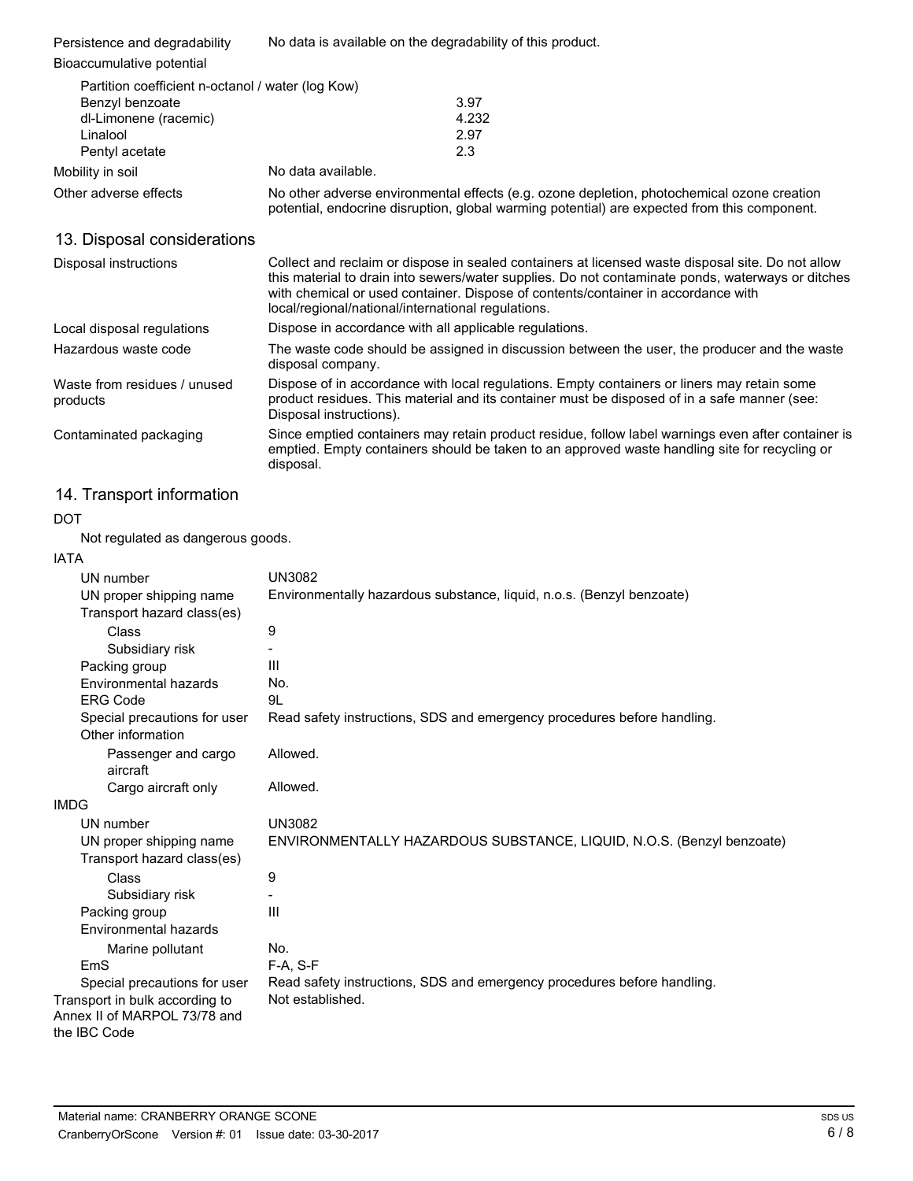| | |
|---|---|
| Persistence and degradability | No data is available on the degradability of this product. |
| Bioaccumulative potential | |

Partition coefficient n-octanol / water (log Kow)

| | |
|---|---|
| Benzyl benzoate | 3.97 |
| dl-Limonene (racemic) | 4.232 |
| Linalool | 2.97 |
| Pentyl acetate | 2.3 |

| | |
|---|---|
| Mobility in soil | No data available. |
| Other adverse effects | No other adverse environmental effects (e.g. ozone depletion, photochemical ozone creation potential, endocrine disruption, global warming potential) are expected from this component. |

## 13. Disposal considerations

| | |
|---|---|
| Disposal instructions | Collect and reclaim or dispose in sealed containers at licensed waste disposal site. Do not allow this material to drain into sewers/water supplies. Do not contaminate ponds, waterways or ditches with chemical or used container. Dispose of contents/container in accordance with local/regional/national/international regulations. |
| Local disposal regulations | Dispose in accordance with all applicable regulations. |
| Hazardous waste code | The waste code should be assigned in discussion between the user, the producer and the waste disposal company. |
| Waste from residues / unused products | Dispose of in accordance with local regulations. Empty containers or liners may retain some product residues. This material and its container must be disposed of in a safe manner (see: Disposal instructions). |
| Contaminated packaging | Since emptied containers may retain product residue, follow label warnings even after container is emptied. Empty containers should be taken to an approved waste handling site for recycling or disposal. |

## 14. Transport information

**DOT**

Not regulated as dangerous goods.

**IATA**

| | |
|---|---|
| UN number | UN3082 |
| UN proper shipping name | Environmentally hazardous substance, liquid, n.o.s. (Benzyl benzoate) |
| Transport hazard class(es) | |
| Class | 9 |
| Subsidiary risk | - |
| Packing group | III |
| Environmental hazards | No. |
| ERG Code | 9L |
| Special precautions for user | Read safety instructions, SDS and emergency procedures before handling. |
| Other information | |
| Passenger and cargo aircraft | Allowed. |
| Cargo aircraft only | Allowed. |

**IMDG**

| | |
|---|---|
| UN number | UN3082 |
| UN proper shipping name | ENVIRONMENTALLY HAZARDOUS SUBSTANCE, LIQUID, N.O.S. (Benzyl benzoate) |
| Transport hazard class(es) | |
| Class | 9 |
| Subsidiary risk | - |
| Packing group | III |
| Environmental hazards | |
| Marine pollutant | No. |
| EmS | F-A, S-F |
| Special precautions for user | Read safety instructions, SDS and emergency procedures before handling. |
| Transport in bulk according to Annex II of MARPOL 73/78 and the IBC Code | Not established. |

Material name: CRANBERRY ORANGE SCONE
CranberryOrScone Version #: 01 Issue date: 03-30-2017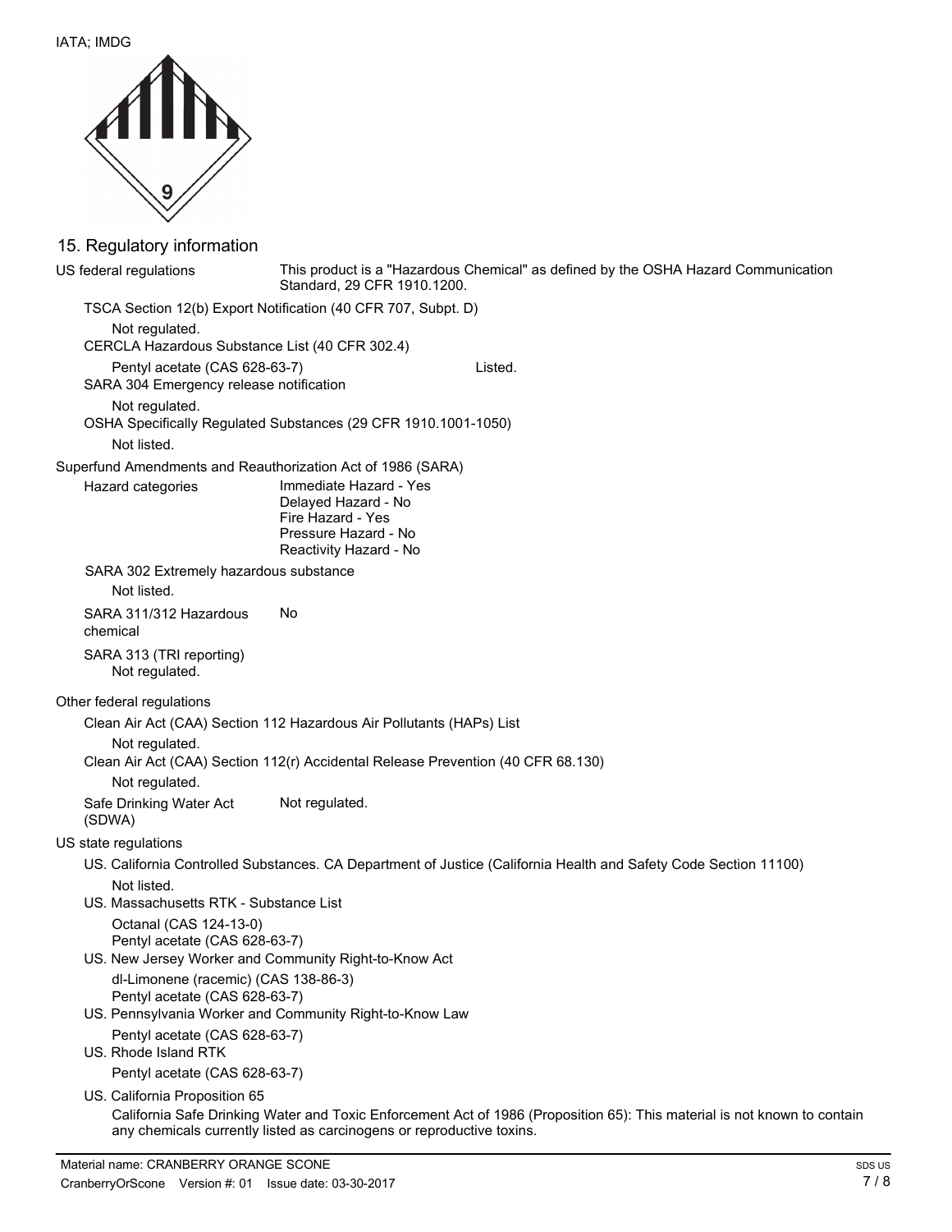IATA; IMDG

## 15. Regulatory information

**US federal regulations**

This product is a "Hazardous Chemical" as defined by the OSHA Hazard Communication Standard, 29 CFR 1910.1200.

**TSCA Section 12(b) Export Notification (40 CFR 707, Subpt. D)**

Not regulated.

**CERCLA Hazardous Substance List (40 CFR 302.4)**

Pentyl acetate (CAS 628-63-7) Listed.

**SARA 304 Emergency release notification**

Not regulated.

**OSHA Specifically Regulated Substances (29 CFR 1910.1001-1050)**

Not listed.

**Superfund Amendments and Reauthorization Act of 1986 (SARA)**

**Hazard categories**

Immediate Hazard - Yes
Delayed Hazard - No
Fire Hazard - Yes
Pressure Hazard - No
Reactivity Hazard - No

**SARA 302 Extremely hazardous substance**

Not listed.

**SARA 311/312 Hazardous chemical** No

**SARA 313 (TRI reporting)**

Not regulated.

**Other federal regulations**

**Clean Air Act (CAA) Section 112 Hazardous Air Pollutants (HAPs) List**

Not regulated.

**Clean Air Act (CAA) Section 112(r) Accidental Release Prevention (40 CFR 68.130)**

Not regulated.

**Safe Drinking Water Act (SDWA)** Not regulated.

**US state regulations**

**US. California Controlled Substances. CA Department of Justice (California Health and Safety Code Section 11100)**

Not listed.

**US. Massachusetts RTK - Substance List**

Octanal (CAS 124-13-0)
Pentyl acetate (CAS 628-63-7)

**US. New Jersey Worker and Community Right-to-Know Act**

dl-Limonene (racemic) (CAS 138-86-3)
Pentyl acetate (CAS 628-63-7)

**US. Pennsylvania Worker and Community Right-to-Know Law**

Pentyl acetate (CAS 628-63-7)

**US. Rhode Island RTK**

Pentyl acetate (CAS 628-63-7)

**US. California Proposition 65**

California Safe Drinking Water and Toxic Enforcement Act of 1986 (Proposition 65): This material is not known to contain any chemicals currently listed as carcinogens or reproductive toxins.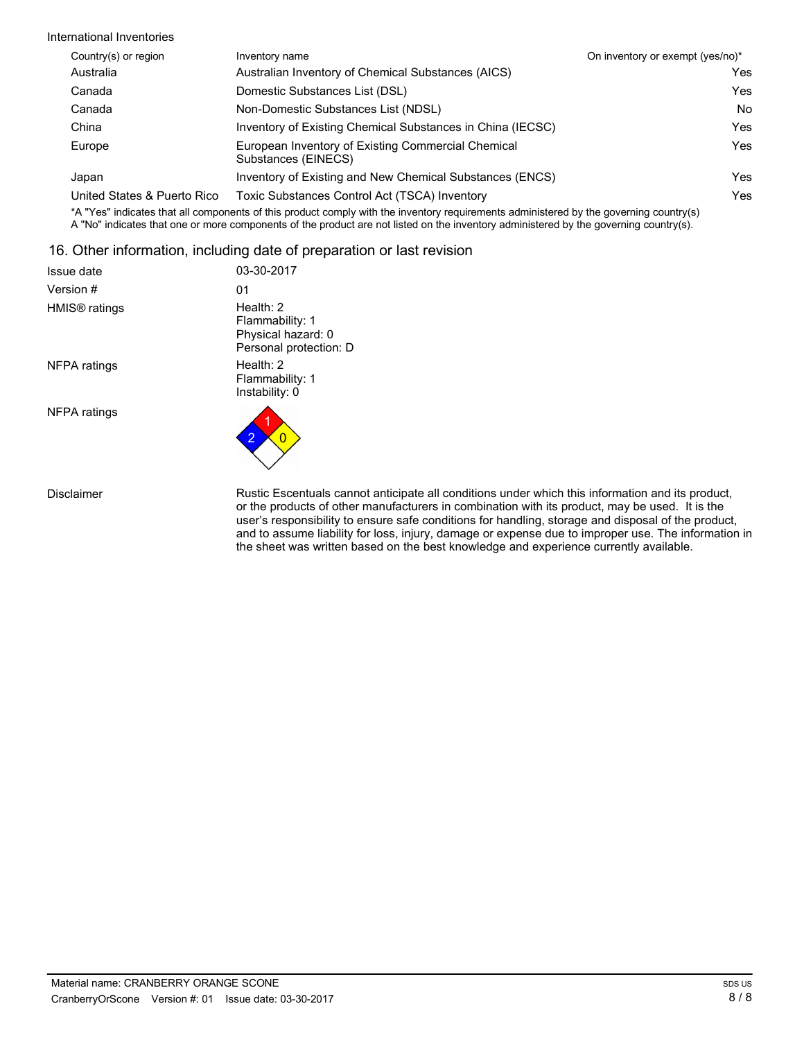International Inventories

| Country(s) or region | Inventory name | On inventory or exempt (yes/no)* |
|---|---|---|
| Australia | Australian Inventory of Chemical Substances (AICS) | Yes |
| Canada | Domestic Substances List (DSL) | Yes |
| Canada | Non-Domestic Substances List (NDSL) | No |
| China | Inventory of Existing Chemical Substances in China (IECSC) | Yes |
| Europe | European Inventory of Existing Commercial Chemical Substances (EINECS) | Yes |
| Japan | Inventory of Existing and New Chemical Substances (ENCS) | Yes |
| United States & Puerto Rico | Toxic Substances Control Act (TSCA) Inventory | Yes |

*A "Yes" indicates that all components of this product comply with the inventory requirements administered by the governing country(s)
A "No" indicates that one or more components of the product are not listed on the inventory administered by the governing country(s).

## 16. Other information, including date of preparation or last revision

**Issue date** 03-30-2017

**Version #** 01

**HMIS® ratings**
Health: 2
Flammability: 1
Physical hazard: 0
Personal protection: D

**NFPA ratings**
Health: 2
Flammability: 1
Instability: 0

**NFPA ratings**

1
2
0

**Disclaimer**
Rustic Escentuals cannot anticipate all conditions under which this information and its product, or the products of other manufacturers in combination with its product, may be used. It is the user's responsibility to ensure safe conditions for handling, storage and disposal of the product, and to assume liability for loss, injury, damage or expense due to improper use. The information in the sheet was written based on the best knowledge and experience currently available.